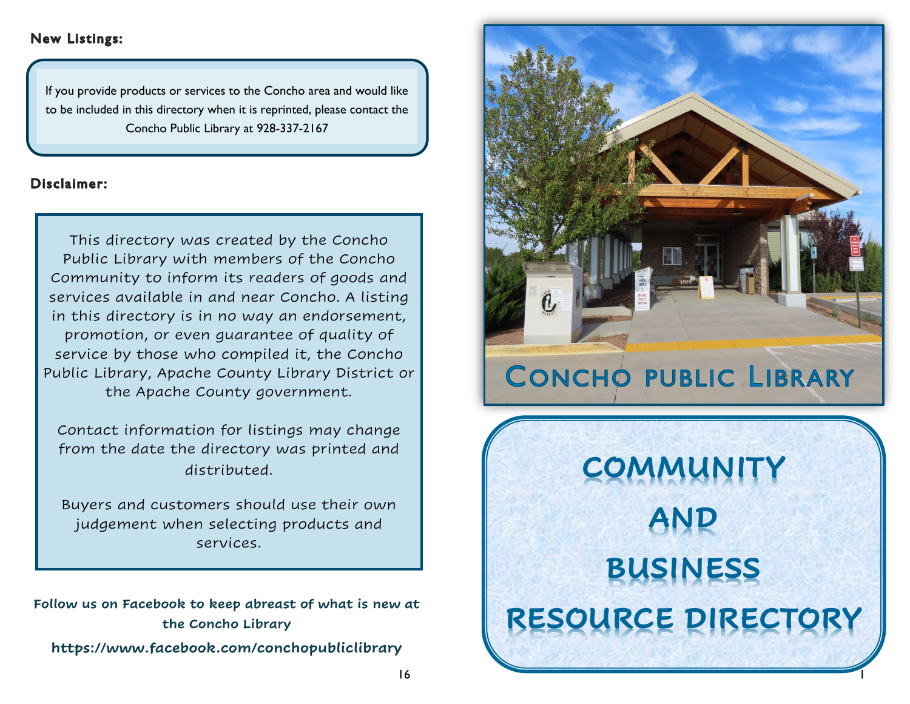**New Listings:**

If you provide products or services to the Concho area and would like to be included in this directory when it is reprinted, please contact the Concho Public Library at 928-337-2167

**Disclaimer:**

This directory was created by the Concho Public Library with members of the Concho Community to inform its readers of goods and services available in and near Concho. A listing in this directory is in no way an endorsement, promotion, or even guarantee of quality of service by those who compiled it, the Concho Public Library, Apache County Library District or the Apache County government.

Contact information for listings may change from the date the directory was printed and distributed.

Buyers and customers should use their own judgement when selecting products and services.

**Follow us on Facebook to keep abreast of what is new at the Concho Library**

**https://www.facebook.com/conchopubliclibrary**

# Concho public Library

# COMMUNITY AND BUSINESS RESOURCE DIRECTORY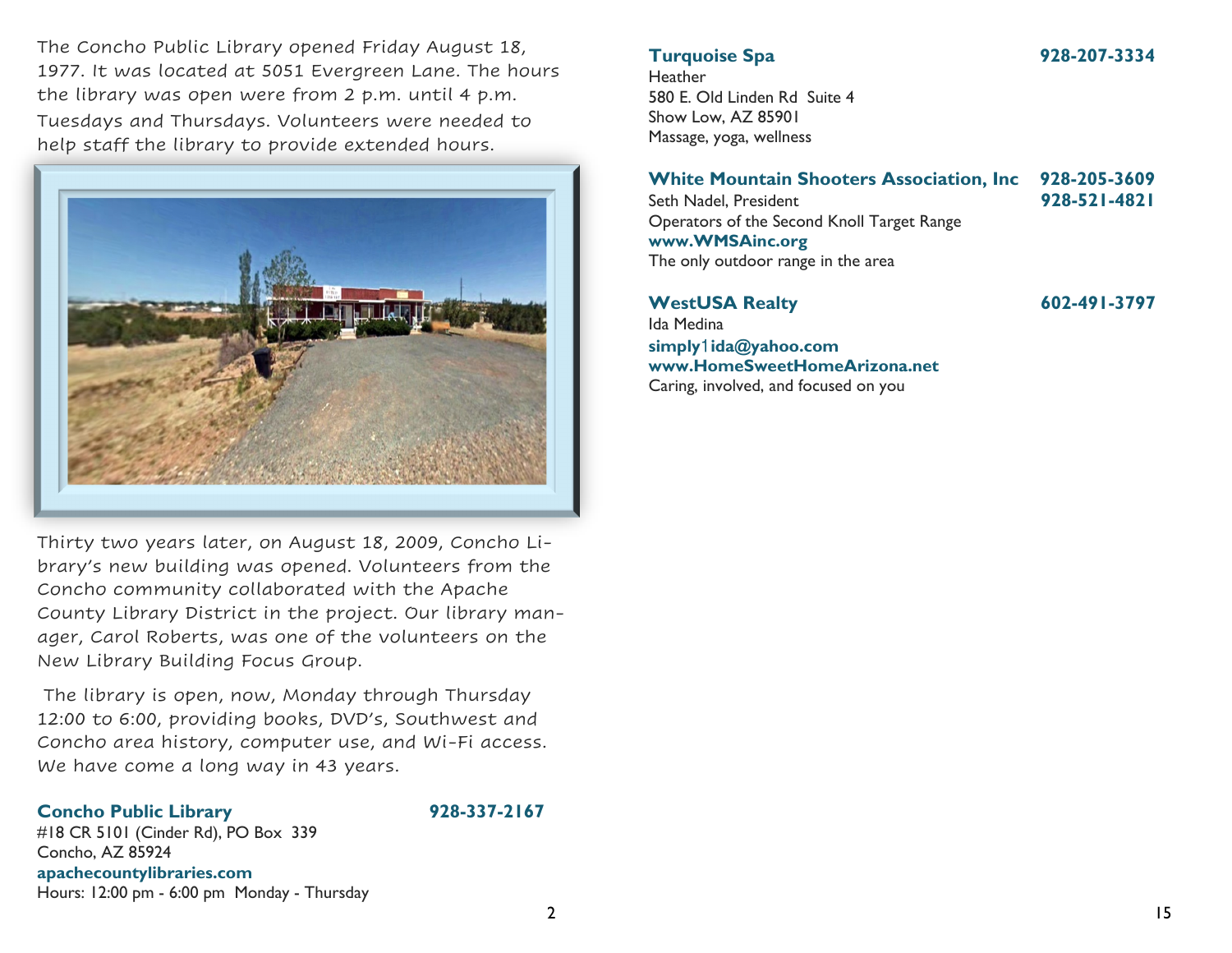The Concho Public Library opened Friday August 18, 1977. It was located at 5051 Evergreen Lane. The hours the library was open were from 2 p.m. until 4 p.m. Tuesdays and Thursdays. Volunteers were needed to help staff the library to provide extended hours.

Thirty two years later, on August 18, 2009, Concho Library's new building was opened. Volunteers from the Concho community collaborated with the Apache County Library District in the project. Our library manager, Carol Roberts, was one of the volunteers on the New Library Building Focus Group.

The library is open, now, Monday through Thursday 12:00 to 6:00, providing books, DVD's, Southwest and Concho area history, computer use, and Wi-Fi access. We have come a long way in 43 years.

**Concho Public Library** **928-337-2167**
#18 CR 5101 (Cinder Rd), PO Box 339
Concho, AZ 85924
**apachecountylibraries.com**
Hours: 12:00 pm - 6:00 pm Monday - Thursday

**Turquoise Spa** **928-207-3334**
Heather
580 E. Old Linden Rd Suite 4
Show Low, AZ 85901
Massage, yoga, wellness

**White Mountain Shooters Association, Inc** **928-205-3609**
Seth Nadel, President **928-521-4821**
Operators of the Second Knoll Target Range
**www.WMSAinc.org**
The only outdoor range in the area

**WestUSA Realty** **602-491-3797**
Ida Medina
**simply1ida@yahoo.com**
**www.HomeSweetHomeArizona.net**
Caring, involved, and focused on you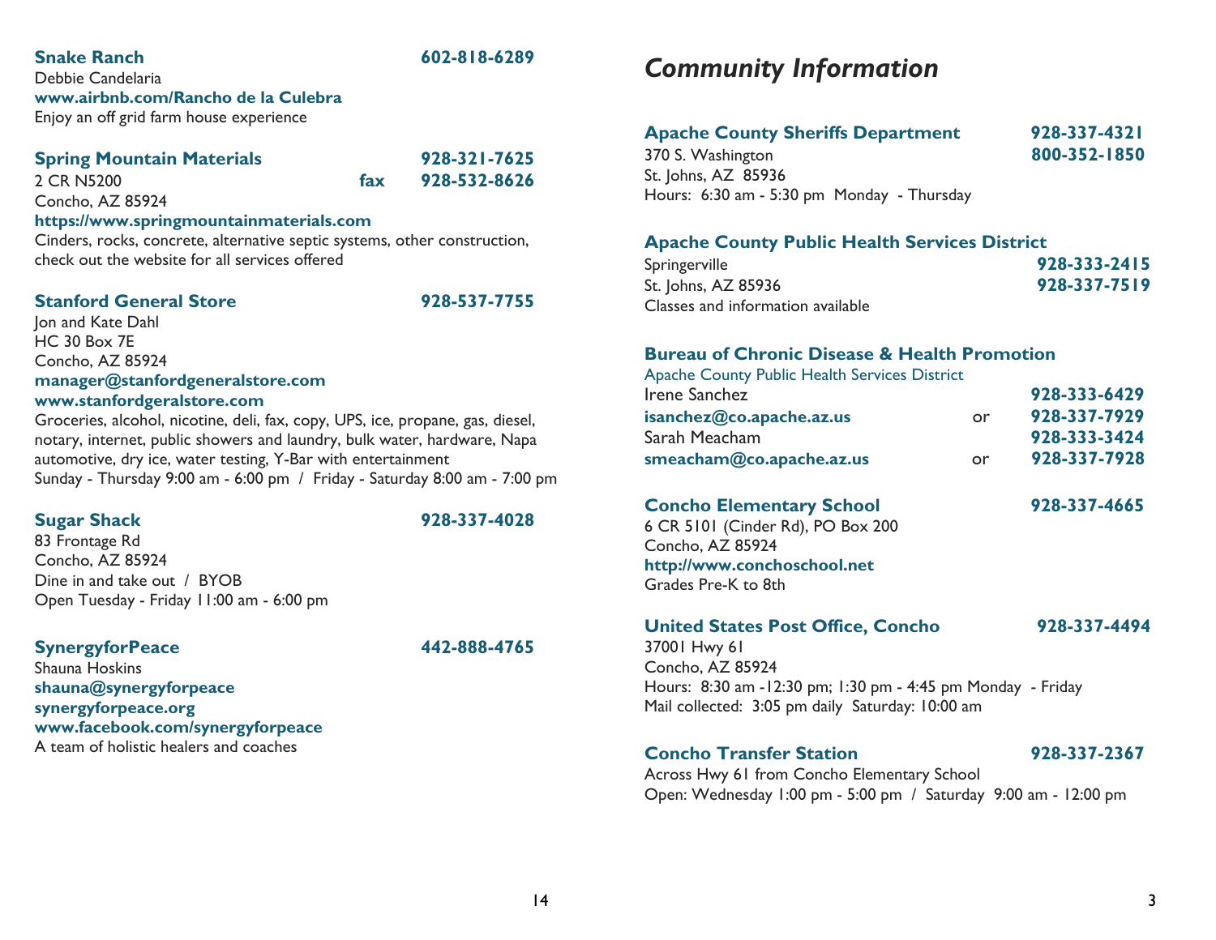**Snake Ranch** **602-818-6289**
Debbie Candelaria
**www.airbnb.com/Rancho de la Culebra**
Enjoy an off grid farm house experience

**Spring Mountain Materials** **928-321-7625**
2 CR N5200 **fax** **928-532-8626**
Concho, AZ 85924
**https://www.springmountainmaterials.com**
Cinders, rocks, concrete, alternative septic systems, other construction, check out the website for all services offered

**Stanford General Store** **928-537-7755**
Jon and Kate Dahl
HC 30 Box 7E
Concho, AZ 85924
**manager@stanfordgeneralstore.com**
**www.stanfordgeralstore.com**
Groceries, alcohol, nicotine, deli, fax, copy, UPS, ice, propane, gas, diesel, notary, internet, public showers and laundry, bulk water, hardware, Napa automotive, dry ice, water testing, Y-Bar with entertainment
Sunday - Thursday 9:00 am - 6:00 pm / Friday - Saturday 8:00 am - 7:00 pm

**Sugar Shack** **928-337-4028**
83 Frontage Rd
Concho, AZ 85924
Dine in and take out / BYOB
Open Tuesday - Friday 11:00 am - 6:00 pm

**SynergyforPeace** **442-888-4765**
Shauna Hoskins
**shauna@synergyforpeace**
**synergyforpeace.org**
**www.facebook.com/synergyforpeace**
A team of holistic healers and coaches

# *Community Information*

**Apache County Sheriffs Department** **928-337-4321**
370 S. Washington **800-352-1850**
St. Johns, AZ 85936
Hours: 6:30 am - 5:30 pm Monday - Thursday

**Apache County Public Health Services District**
Springerville **928-333-2415**
St. Johns, AZ 85936 **928-337-7519**
Classes and information available

**Bureau of Chronic Disease & Health Promotion**
Apache County Public Health Services District
Irene Sanchez **928-333-6429**
**isanchez@co.apache.az.us** or **928-337-7929**
Sarah Meacham **928-333-3424**
**smeacham@co.apache.az.us** or **928-337-7928**

**Concho Elementary School** **928-337-4665**
6 CR 5101 (Cinder Rd), PO Box 200
Concho, AZ 85924
**http://www.conchoschool.net**
Grades Pre-K to 8th

**United States Post Office, Concho** **928-337-4494**
37001 Hwy 61
Concho, AZ 85924
Hours: 8:30 am -12:30 pm; 1:30 pm - 4:45 pm Monday - Friday
Mail collected: 3:05 pm daily Saturday: 10:00 am

**Concho Transfer Station** **928-337-2367**
Across Hwy 61 from Concho Elementary School
Open: Wednesday 1:00 pm - 5:00 pm / Saturday 9:00 am - 12:00 pm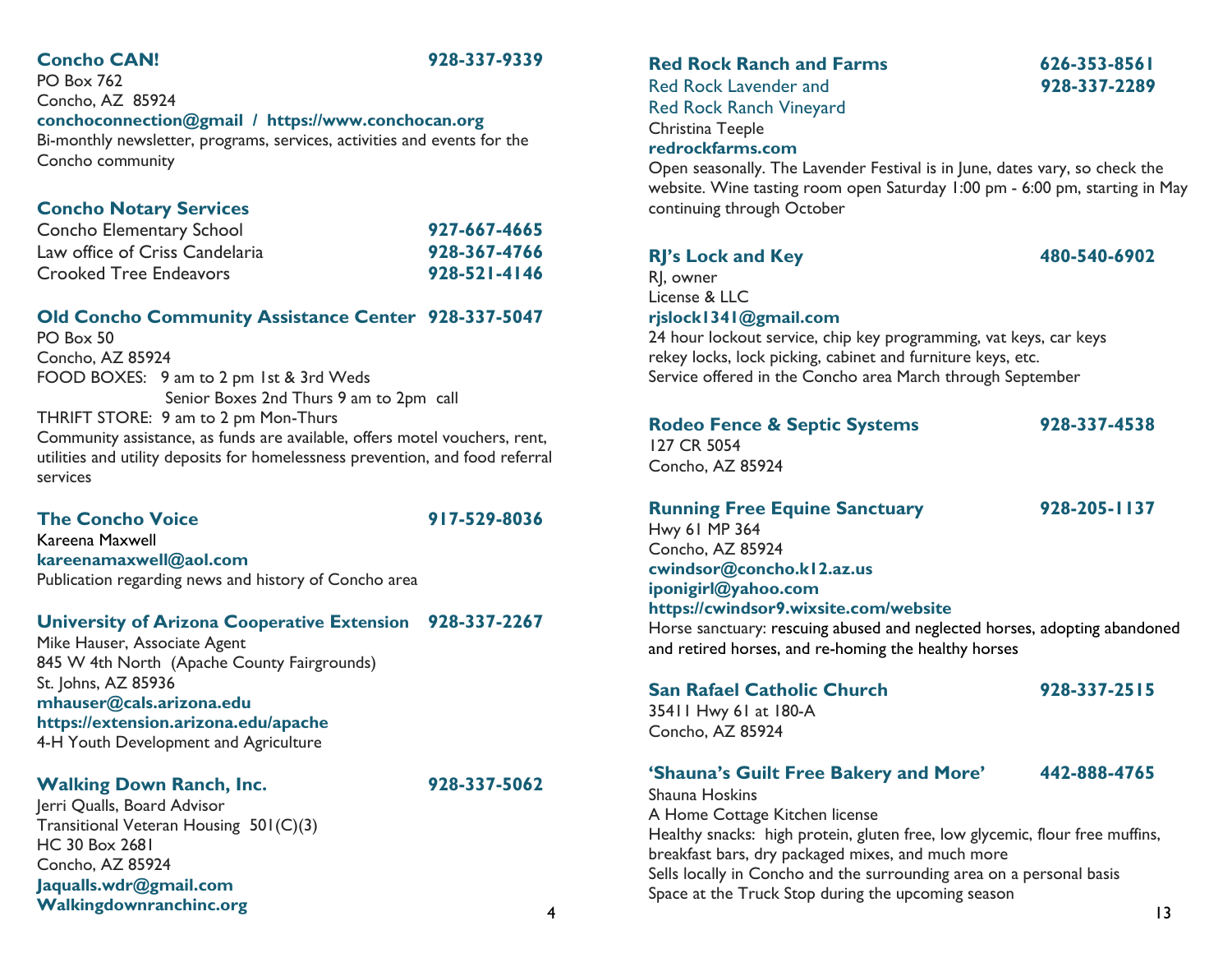### Concho CAN! 928-337-9339

PO Box 762
Concho, AZ 85924
**conchoconnection@gmail / https://www.conchocan.org**
Bi-monthly newsletter, programs, services, activities and events for the Concho community

### Concho Notary Services

| | |
|---|---|
| Concho Elementary School | **927-667-4665** |
| Law office of Criss Candelaria | **928-367-4766** |
| Crooked Tree Endeavors | **928-521-4146** |

### Old Concho Community Assistance Center 928-337-5047

PO Box 50
Concho, AZ 85924
FOOD BOXES: 9 am to 2 pm 1st & 3rd Weds
Senior Boxes 2nd Thurs 9 am to 2pm call
THRIFT STORE: 9 am to 2 pm Mon-Thurs
Community assistance, as funds are available, offers motel vouchers, rent, utilities and utility deposits for homelessness prevention, and food referral services

### The Concho Voice 917-529-8036

Kareena Maxwell
**kareenamaxwell@aol.com**
Publication regarding news and history of Concho area

### University of Arizona Cooperative Extension 928-337-2267

Mike Hauser, Associate Agent
845 W 4th North (Apache County Fairgrounds)
St. Johns, AZ 85936
**mhauser@cals.arizona.edu**
**https://extension.arizona.edu/apache**
4-H Youth Development and Agriculture

### Walking Down Ranch, Inc. 928-337-5062

Jerri Qualls, Board Advisor
Transitional Veteran Housing 501(C)(3)
HC 30 Box 2681
Concho, AZ 85924
**Jaqualls.wdr@gmail.com**
**Walkingdownranchinc.org**

### Red Rock Ranch and Farms 626-353-8561

Red Rock Lavender and **928-337-2289**
Red Rock Ranch Vineyard
Christina Teeple
**redrockfarms.com**
Open seasonally. The Lavender Festival is in June, dates vary, so check the website. Wine tasting room open Saturday 1:00 pm - 6:00 pm, starting in May continuing through October

### RJ's Lock and Key 480-540-6902

RJ, owner
License & LLC
**rjslock1341@gmail.com**
24 hour lockout service, chip key programming, vat keys, car keys rekey locks, lock picking, cabinet and furniture keys, etc.
Service offered in the Concho area March through September

### Rodeo Fence & Septic Systems 928-337-4538

127 CR 5054
Concho, AZ 85924

### Running Free Equine Sanctuary 928-205-1137

Hwy 61 MP 364
Concho, AZ 85924
**cwindsor@concho.k12.az.us**
**iponigirl@yahoo.com**
**https://cwindsor9.wixsite.com/website**
Horse sanctuary: rescuing abused and neglected horses, adopting abandoned and retired horses, and re-homing the healthy horses

### San Rafael Catholic Church 928-337-2515

35411 Hwy 61 at 180-A
Concho, AZ 85924

### 'Shauna's Guilt Free Bakery and More' 442-888-4765

Shauna Hoskins
A Home Cottage Kitchen license
Healthy snacks: high protein, gluten free, low glycemic, flour free muffins, breakfast bars, dry packaged mixes, and much more
Sells locally in Concho and the surrounding area on a personal basis
Space at the Truck Stop during the upcoming season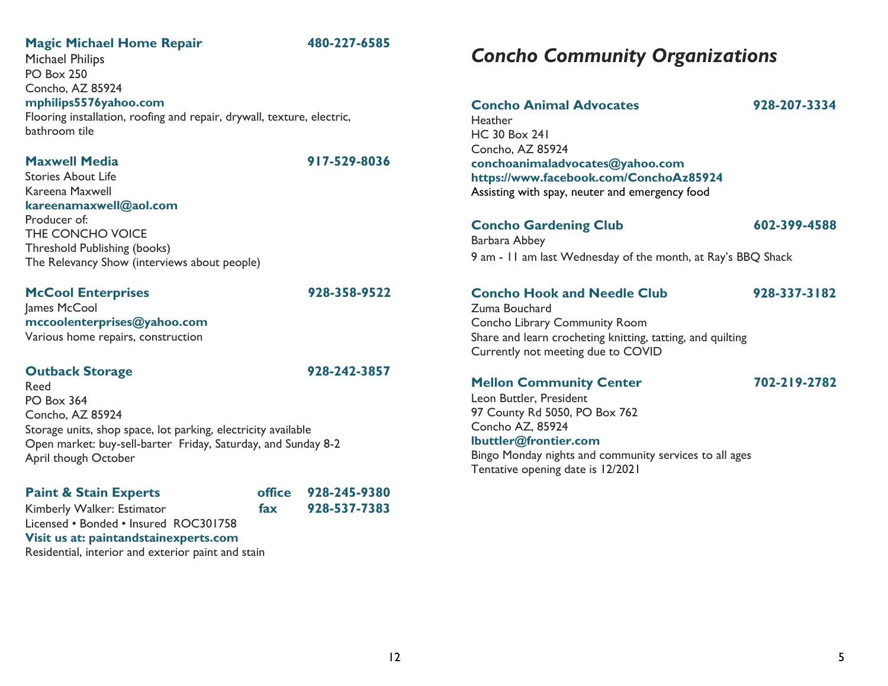**Magic Michael Home Repair** **480-227-6585**
Michael Philips
PO Box 250
Concho, AZ 85924
**mphilips5576yahoo.com**
Flooring installation, roofing and repair, drywall, texture, electric, bathroom tile

**Maxwell Media** **917-529-8036**
Stories About Life
Kareena Maxwell
**kareenamaxwell@aol.com**
Producer of:
THE CONCHO VOICE
Threshold Publishing (books)
The Relevancy Show (interviews about people)

**McCool Enterprises** **928-358-9522**
James McCool
**mccoolenterprises@yahoo.com**
Various home repairs, construction

**Outback Storage** **928-242-3857**
Reed
PO Box 364
Concho, AZ 85924
Storage units, shop space, lot parking, electricity available
Open market: buy-sell-barter Friday, Saturday, and Sunday 8-2
April though October

**Paint & Stain Experts** **office 928-245-9380**
Kimberly Walker: Estimator **fax 928-537-7383**
Licensed • Bonded • Insured ROC301758
**Visit us at: paintandstainexperts.com**
Residential, interior and exterior paint and stain

# *Concho Community Organizations*

**Concho Animal Advocates** **928-207-3334**
Heather
HC 30 Box 241
Concho, AZ 85924
**conchoanimaladvocates@yahoo.com**
**https://www.facebook.com/ConchoAz85924**
Assisting with spay, neuter and emergency food

**Concho Gardening Club** **602-399-4588**
Barbara Abbey
9 am - 11 am last Wednesday of the month, at Ray's BBQ Shack

**Concho Hook and Needle Club** **928-337-3182**
Zuma Bouchard
Concho Library Community Room
Share and learn crocheting knitting, tatting, and quilting
Currently not meeting due to COVID

**Mellon Community Center** **702-219-2782**
Leon Buttler, President
97 County Rd 5050, PO Box 762
Concho AZ, 85924
**lbuttler@frontier.com**
Bingo Monday nights and community services to all ages
Tentative opening date is 12/2021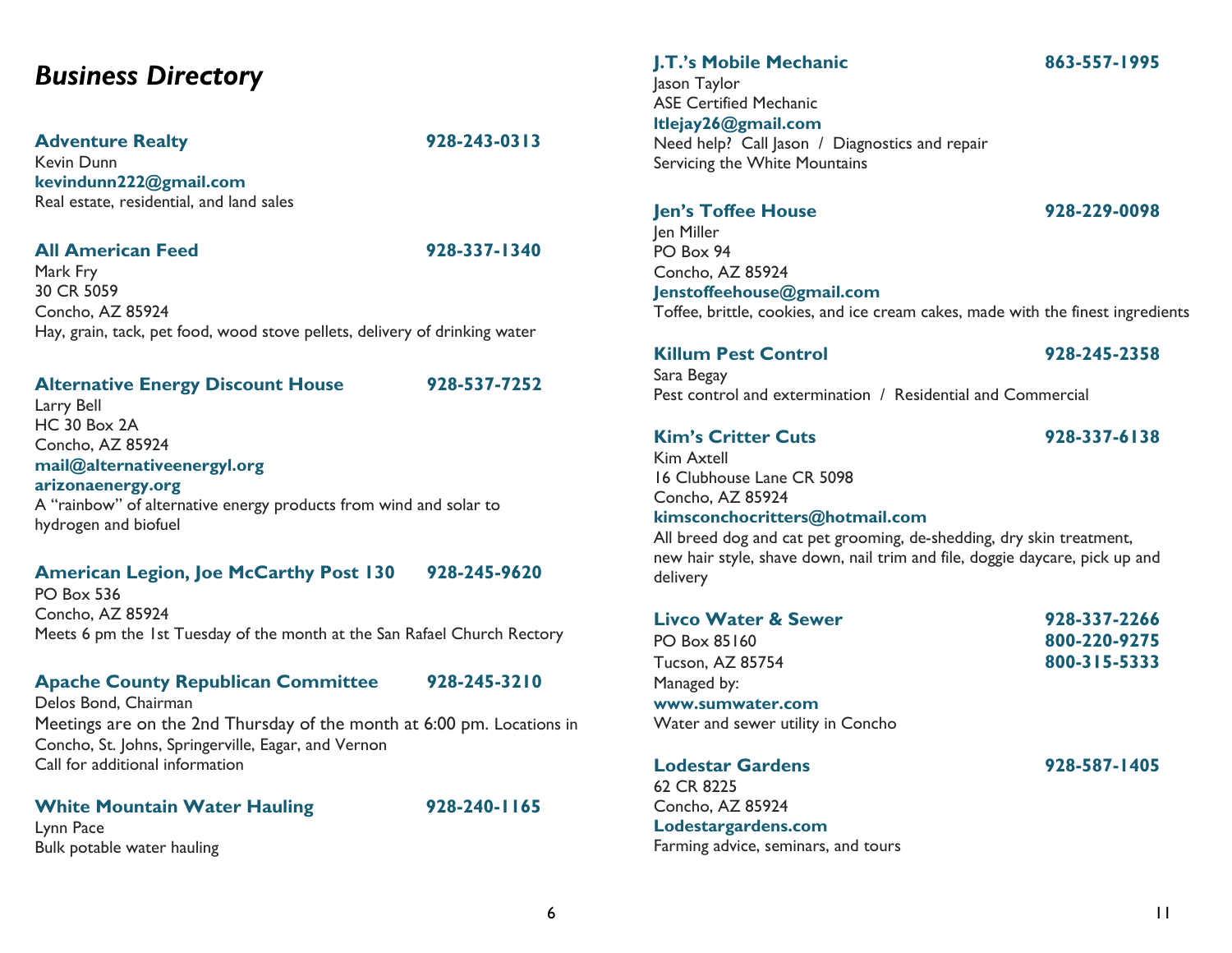# *Business Directory*

### Adventure Realty — 928-243-0313

Kevin Dunn
**kevindunn222@gmail.com**
Real estate, residential, and land sales

### All American Feed — 928-337-1340

Mark Fry
30 CR 5059
Concho, AZ 85924
Hay, grain, tack, pet food, wood stove pellets, delivery of drinking water

### Alternative Energy Discount House — 928-537-7252

Larry Bell
HC 30 Box 2A
Concho, AZ 85924
**mail@alternativeenergyl.org**
**arizonaenergy.org**
A "rainbow" of alternative energy products from wind and solar to hydrogen and biofuel

### American Legion, Joe McCarthy Post 130 — 928-245-9620

PO Box 536
Concho, AZ 85924
Meets 6 pm the 1st Tuesday of the month at the San Rafael Church Rectory

### Apache County Republican Committee — 928-245-3210

Delos Bond, Chairman
Meetings are on the 2nd Thursday of the month at 6:00 pm. Locations in Concho, St. Johns, Springerville, Eagar, and Vernon
Call for additional information

### White Mountain Water Hauling — 928-240-1165

Lynn Pace
Bulk potable water hauling

### J.T.'s Mobile Mechanic — 863-557-1995

Jason Taylor
ASE Certified Mechanic
**ltlejay26@gmail.com**
Need help? Call Jason / Diagnostics and repair
Servicing the White Mountains

### Jen's Toffee House — 928-229-0098

Jen Miller
PO Box 94
Concho, AZ 85924
**Jenstoffeehouse@gmail.com**
Toffee, brittle, cookies, and ice cream cakes, made with the finest ingredients

### Killum Pest Control — 928-245-2358

Sara Begay
Pest control and extermination / Residential and Commercial

### Kim's Critter Cuts — 928-337-6138

Kim Axtell
16 Clubhouse Lane CR 5098
Concho, AZ 85924
**kimsconchocritters@hotmail.com**
All breed dog and cat pet grooming, de-shedding, dry skin treatment, new hair style, shave down, nail trim and file, doggie daycare, pick up and delivery

### Livco Water & Sewer — 928-337-2266 / 800-220-9275 / 800-315-5333

PO Box 85160
Tucson, AZ 85754
Managed by:
**www.sumwater.com**
Water and sewer utility in Concho

### Lodestar Gardens — 928-587-1405

62 CR 8225
Concho, AZ 85924
**Lodestargardens.com**
Farming advice, seminars, and tours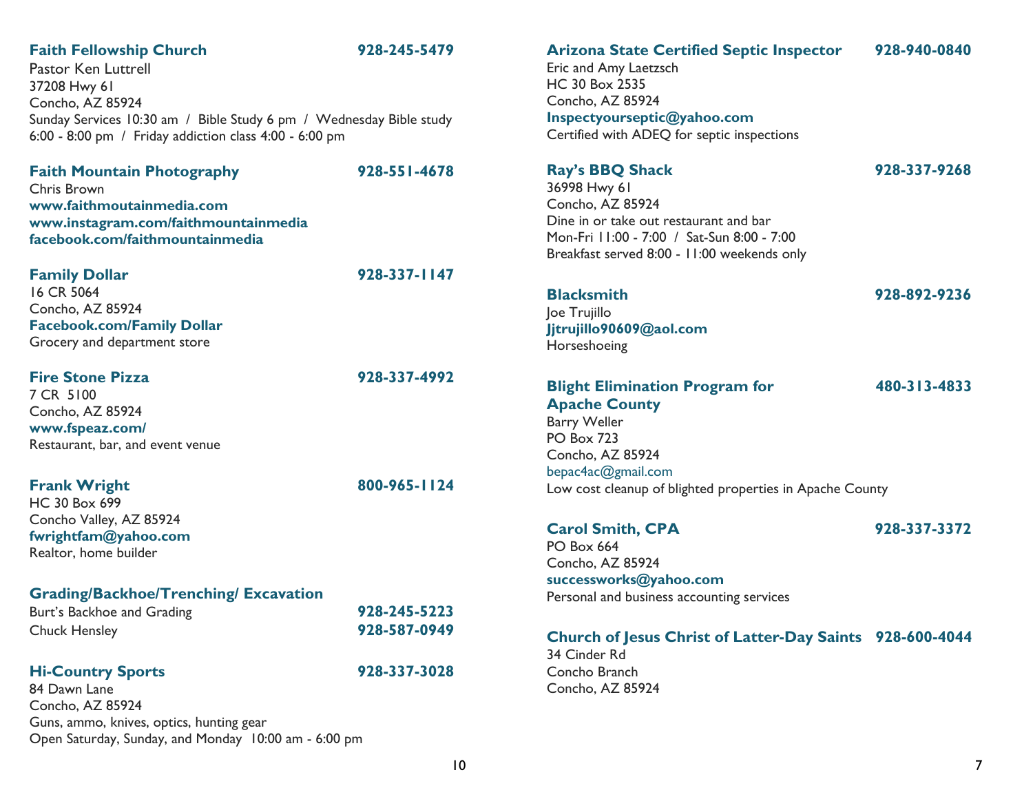**Faith Fellowship Church** **928-245-5479**
Pastor Ken Luttrell
37208 Hwy 61
Concho, AZ 85924
Sunday Services 10:30 am / Bible Study 6 pm / Wednesday Bible study 6:00 - 8:00 pm / Friday addiction class 4:00 - 6:00 pm

**Faith Mountain Photography** **928-551-4678**
Chris Brown
**www.faithmoutainmedia.com**
**www.instagram.com/faithmountainmedia**
**facebook.com/faithmountainmedia**

**Family Dollar** **928-337-1147**
16 CR 5064
Concho, AZ 85924
**Facebook.com/Family Dollar**
Grocery and department store

**Fire Stone Pizza** **928-337-4992**
7 CR 5100
Concho, AZ 85924
**www.fspeaz.com/**
Restaurant, bar, and event venue

**Frank Wright** **800-965-1124**
HC 30 Box 699
Concho Valley, AZ 85924
**fwrightfam@yahoo.com**
Realtor, home builder

**Grading/Backhoe/Trenching/ Excavation**
Burt's Backhoe and Grading **928-245-5223**
Chuck Hensley **928-587-0949**

**Hi-Country Sports** **928-337-3028**
84 Dawn Lane
Concho, AZ 85924
Guns, ammo, knives, optics, hunting gear
Open Saturday, Sunday, and Monday 10:00 am - 6:00 pm

**Arizona State Certified Septic Inspector** **928-940-0840**
Eric and Amy Laetzsch
HC 30 Box 2535
Concho, AZ 85924
**Inspectyourseptic@yahoo.com**
Certified with ADEQ for septic inspections

**Ray's BBQ Shack** **928-337-9268**
36998 Hwy 61
Concho, AZ 85924
Dine in or take out restaurant and bar
Mon-Fri 11:00 - 7:00 / Sat-Sun 8:00 - 7:00
Breakfast served 8:00 - 11:00 weekends only

**Blacksmith** **928-892-9236**
Joe Trujillo
**Jjtrujillo90609@aol.com**
Horseshoeing

**Blight Elimination Program for Apache County** **480-313-4833**
Barry Weller
PO Box 723
Concho, AZ 85924
bepac4ac@gmail.com
Low cost cleanup of blighted properties in Apache County

**Carol Smith, CPA** **928-337-3372**
PO Box 664
Concho, AZ 85924
**successworks@yahoo.com**
Personal and business accounting services

**Church of Jesus Christ of Latter-Day Saints** **928-600-4044**
34 Cinder Rd
Concho Branch
Concho, AZ 85924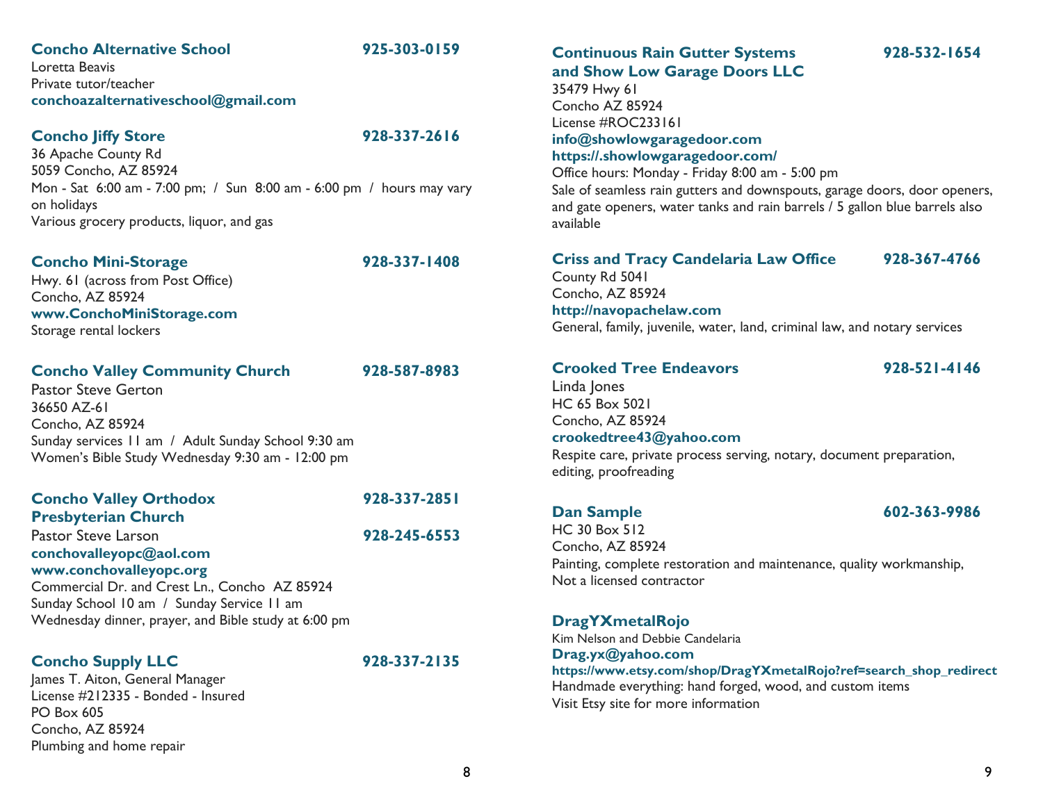**Concho Alternative School** 925-303-0159
Loretta Beavis
Private tutor/teacher
**conchoazalternativeschool@gmail.com**

**Concho Jiffy Store** 928-337-2616
36 Apache County Rd
5059 Concho, AZ 85924
Mon - Sat 6:00 am - 7:00 pm; / Sun 8:00 am - 6:00 pm / hours may vary on holidays
Various grocery products, liquor, and gas

**Concho Mini-Storage** 928-337-1408
Hwy. 61 (across from Post Office)
Concho, AZ 85924
**www.ConchoMiniStorage.com**
Storage rental lockers

**Concho Valley Community Church** 928-587-8983
Pastor Steve Gerton
36650 AZ-61
Concho, AZ 85924
Sunday services 11 am / Adult Sunday School 9:30 am
Women's Bible Study Wednesday 9:30 am - 12:00 pm

**Concho Valley Orthodox Presbyterian Church** 928-337-2851
Pastor Steve Larson 928-245-6553
**conchovalleyopc@aol.com**
**www.conchovalleyopc.org**
Commercial Dr. and Crest Ln., Concho AZ 85924
Sunday School 10 am / Sunday Service 11 am
Wednesday dinner, prayer, and Bible study at 6:00 pm

**Concho Supply LLC** 928-337-2135
James T. Aiton, General Manager
License #212335 - Bonded - Insured
PO Box 605
Concho, AZ 85924
Plumbing and home repair

**Continuous Rain Gutter Systems and Show Low Garage Doors LLC** 928-532-1654
35479 Hwy 61
Concho AZ 85924
License #ROC233161
**info@showlowgaragedoor.com**
**https://.showlowgaragedoor.com/**
Office hours: Monday - Friday 8:00 am - 5:00 pm
Sale of seamless rain gutters and downspouts, garage doors, door openers, and gate openers, water tanks and rain barrels / 5 gallon blue barrels also available

**Criss and Tracy Candelaria Law Office** 928-367-4766
County Rd 5041
Concho, AZ 85924
**http://navopachelaw.com**
General, family, juvenile, water, land, criminal law, and notary services

**Crooked Tree Endeavors** 928-521-4146
Linda Jones
HC 65 Box 5021
Concho, AZ 85924
**crookedtree43@yahoo.com**
Respite care, private process serving, notary, document preparation, editing, proofreading

**Dan Sample** 602-363-9986
HC 30 Box 512
Concho, AZ 85924
Painting, complete restoration and maintenance, quality workmanship, Not a licensed contractor

**DragYXmetalRojo**
Kim Nelson and Debbie Candelaria
**Drag.yx@yahoo.com**
**https://www.etsy.com/shop/DragYXmetalRojo?ref=search_shop_redirect**
Handmade everything: hand forged, wood, and custom items
Visit Etsy site for more information